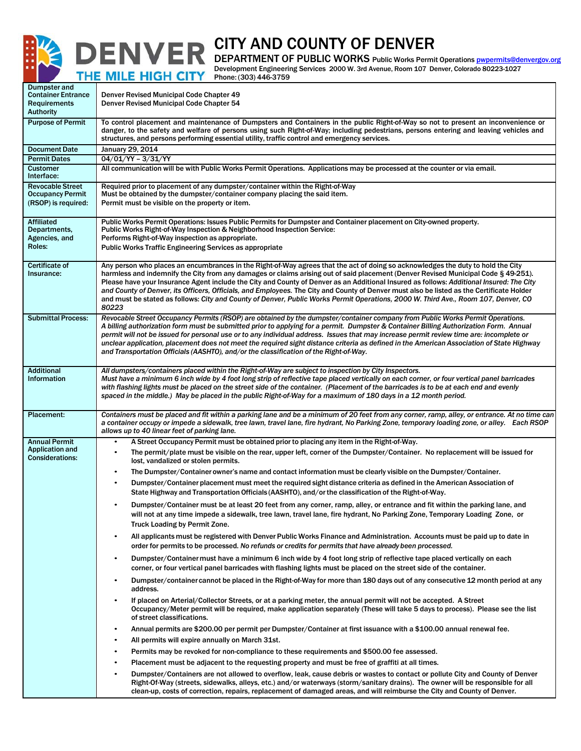# CITY AND COUNTY OF DENVER

**DEPARTMENT OF PUBLIC WORKS** Public Works Permit Operations pwpermits@denvergov.org
Development Engineering Services 2000 W. 3rd Avenue, Room 107 Denver, Colorado 80223-1027
Phone: (303) 446-3759

| | |
|---|---|
| **Dumpster and Container Entrance Requirements Authority** | Denver Revised Municipal Code Chapter 49<br>Denver Revised Municipal Code Chapter 54 |
| **Purpose of Permit** | To control placement and maintenance of Dumpsters and Containers in the public Right-of-Way so not to present an inconvenience or danger, to the safety and welfare of persons using such Right-of-Way; including pedestrians, persons entering and leaving vehicles and structures, and persons performing essential utility, traffic control and emergency services. |
| **Document Date** | January 29, 2014 |
| **Permit Dates** | 04/01/YY – 3/31/YY |
| **Customer Interface:** | All communication will be with Public Works Permit Operations. Applications may be processed at the counter or via email. |
| **Revocable Street Occupancy Permit (RSOP) is required:** | Required prior to placement of any dumpster/container within the Right-of-Way<br>Must be obtained by the dumpster/container company placing the said item.<br>Permit must be visible on the property or item. |
| **Affiliated Departments, Agencies, and Roles:** | Public Works Permit Operations: Issues Public Permits for Dumpster and Container placement on City-owned property.<br>Public Works Right-of-Way Inspection & Neighborhood Inspection Service:<br>Performs Right-of-Way inspection as appropriate.<br>Public Works Traffic Engineering Services as appropriate |
| **Certificate of Insurance:** | Any person who places an encumbrances in the Right-of-Way agrees that the act of doing so acknowledges the duty to hold the City harmless and indemnify the City from any damages or claims arising out of said placement (Denver Revised Municipal Code § 49-251). Please have your Insurance Agent include the City and County of Denver as an Additional Insured as follows: *Additional Insured: The City and County of Denver, its Officers, Officials, and Employees.* The City and County of Denver must also be listed as the Certificate Holder and must be stated as follows: *City and County of Denver, Public Works Permit Operations, 2000 W. Third Ave., Room 107, Denver, CO 80223* |
| **Submittal Process:** | *Revocable Street Occupancy Permits (RSOP) are obtained by the dumpster/container company from Public Works Permit Operations. A billing authorization form must be submitted prior to applying for a permit. Dumpster & Container Billing Authorization Form. Annual permit will not be issued for personal use or to any individual address. Issues that may increase permit review time are: incomplete or unclear application, placement does not meet the required sight distance criteria as defined in the American Association of State Highway and Transportation Officials (AASHTO), and/or the classification of the Right-of-Way.* |
| **Additional Information** | *All dumpsters/containers placed within the Right-of-Way are subject to inspection by City Inspectors.*<br>*Must have a minimum 6 inch wide by 4 foot long strip of reflective tape placed vertically on each corner, or four vertical panel barricades with flashing lights must be placed on the street side of the container. (Placement of the barricades is to be at each end and evenly spaced in the middle.) May be placed in the public Right-of-Way for a maximum of 180 days in a 12 month period.* |
| **Placement:** | *Containers must be placed and fit within a parking lane and be a minimum of 20 feet from any corner, ramp, alley, or entrance. At no time can a container occupy or impede a sidewalk, tree lawn, travel lane, fire hydrant, No Parking Zone, temporary loading zone, or alley. Each RSOP allows up to 40 linear feet of parking lane.* |
| **Annual Permit Application and Considerations:** | • A Street Occupancy Permit must be obtained prior to placing any item in the Right-of-Way.<br>• The permit/plate must be visible on the rear, upper left, corner of the Dumpster/Container. No replacement will be issued for lost, vandalized or stolen permits.<br>• The Dumpster/Container owner's name and contact information must be clearly visible on the Dumpster/Container.<br>• Dumpster/Container placement must meet the required sight distance criteria as defined in the American Association of State Highway and Transportation Officials (AASHTO), and/or the classification of the Right-of-Way.<br>• Dumpster/Container must be at least 20 feet from any corner, ramp, alley, or entrance and fit within the parking lane, and will not at any time impede a sidewalk, tree lawn, travel lane, fire hydrant, No Parking Zone, Temporary Loading Zone, or Truck Loading by Permit Zone.<br>• All applicants must be registered with Denver Public Works Finance and Administration. Accounts must be paid up to date in order for permits to be processed. *No refunds or credits for permits that have already been processed.*<br>• Dumpster/Container must have a minimum 6 inch wide by 4 foot long strip of reflective tape placed vertically on each corner, or four vertical panel barricades with flashing lights must be placed on the street side of the container.<br>• Dumpster/container cannot be placed in the Right-of-Way for more than 180 days out of any consecutive 12 month period at any address.<br>• If placed on Arterial/Collector Streets, or at a parking meter, the annual permit will not be accepted. A Street Occupancy/Meter permit will be required, make application separately (These will take 5 days to process). Please see the list of street classifications.<br>• Annual permits are $200.00 per permit per Dumpster/Container at first issuance with a $100.00 annual renewal fee.<br>• All permits will expire annually on March 31st.<br>• Permits may be revoked for non-compliance to these requirements and $500.00 fee assessed.<br>• Placement must be adjacent to the requesting property and must be free of graffiti at all times.<br>• Dumpster/Containers are not allowed to overflow, leak, cause debris or wastes to contact or pollute City and County of Denver Right-Of-Way (streets, sidewalks, alleys, etc.) and/or waterways (storm/sanitary drains). The owner will be responsible for all clean-up, costs of correction, repairs, replacement of damaged areas, and will reimburse the City and County of Denver. |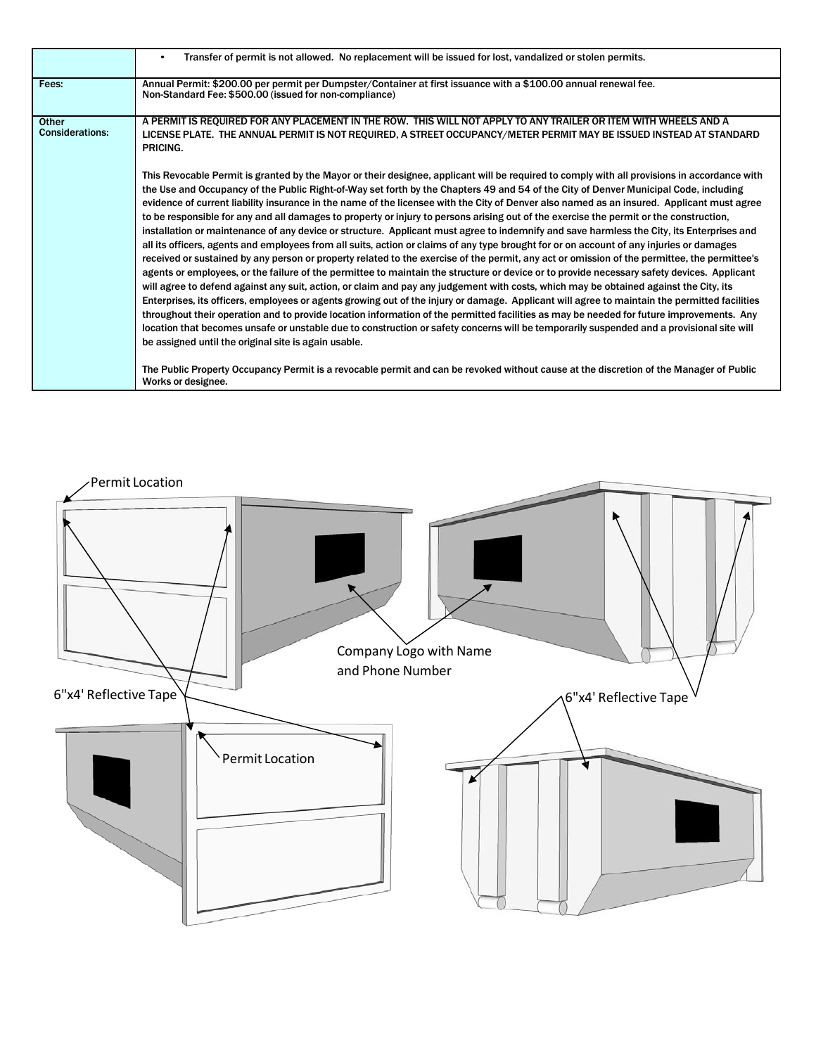| | |
|---|---|
| | • Transfer of permit is not allowed. No replacement will be issued for lost, vandalized or stolen permits. |
| Fees: | Annual Permit: $200.00 per permit per Dumpster/Container at first issuance with a $100.00 annual renewal fee.<br>Non-Standard Fee: $500.00 (issued for non-compliance) |
| Other Considerations: | A PERMIT IS REQUIRED FOR ANY PLACEMENT IN THE ROW. THIS WILL NOT APPLY TO ANY TRAILER OR ITEM WITH WHEELS AND A LICENSE PLATE. THE ANNUAL PERMIT IS NOT REQUIRED, A STREET OCCUPANCY/METER PERMIT MAY BE ISSUED INSTEAD AT STANDARD PRICING.<br><br>This Revocable Permit is granted by the Mayor or their designee, applicant will be required to comply with all provisions in accordance with the Use and Occupancy of the Public Right-of-Way set forth by the Chapters 49 and 54 of the City of Denver Municipal Code, including evidence of current liability insurance in the name of the licensee with the City of Denver also named as an insured. Applicant must agree to be responsible for any and all damages to property or injury to persons arising out of the exercise the permit or the construction, installation or maintenance of any device or structure. Applicant must agree to indemnify and save harmless the City, its Enterprises and all its officers, agents and employees from all suits, action or claims of any type brought for or on account of any injuries or damages received or sustained by any person or property related to the exercise of the permit, any act or omission of the permittee, the permittee's agents or employees, or the failure of the permittee to maintain the structure or device or to provide necessary safety devices. Applicant will agree to defend against any suit, action, or claim and pay any judgement with costs, which may be obtained against the City, its Enterprises, its officers, employees or agents growing out of the injury or damage. Applicant will agree to maintain the permitted facilities throughout their operation and to provide location information of the permitted facilities as may be needed for future improvements. Any location that becomes unsafe or unstable due to construction or safety concerns will be temporarily suspended and a provisional site will be assigned until the original site is again usable.<br><br>The Public Property Occupancy Permit is a revocable permit and can be revoked without cause at the discretion of the Manager of Public Works or designee. |

Permit Location

Company Logo with Name and Phone Number

6"x4' Reflective Tape

6"x4' Reflective Tape

Permit Location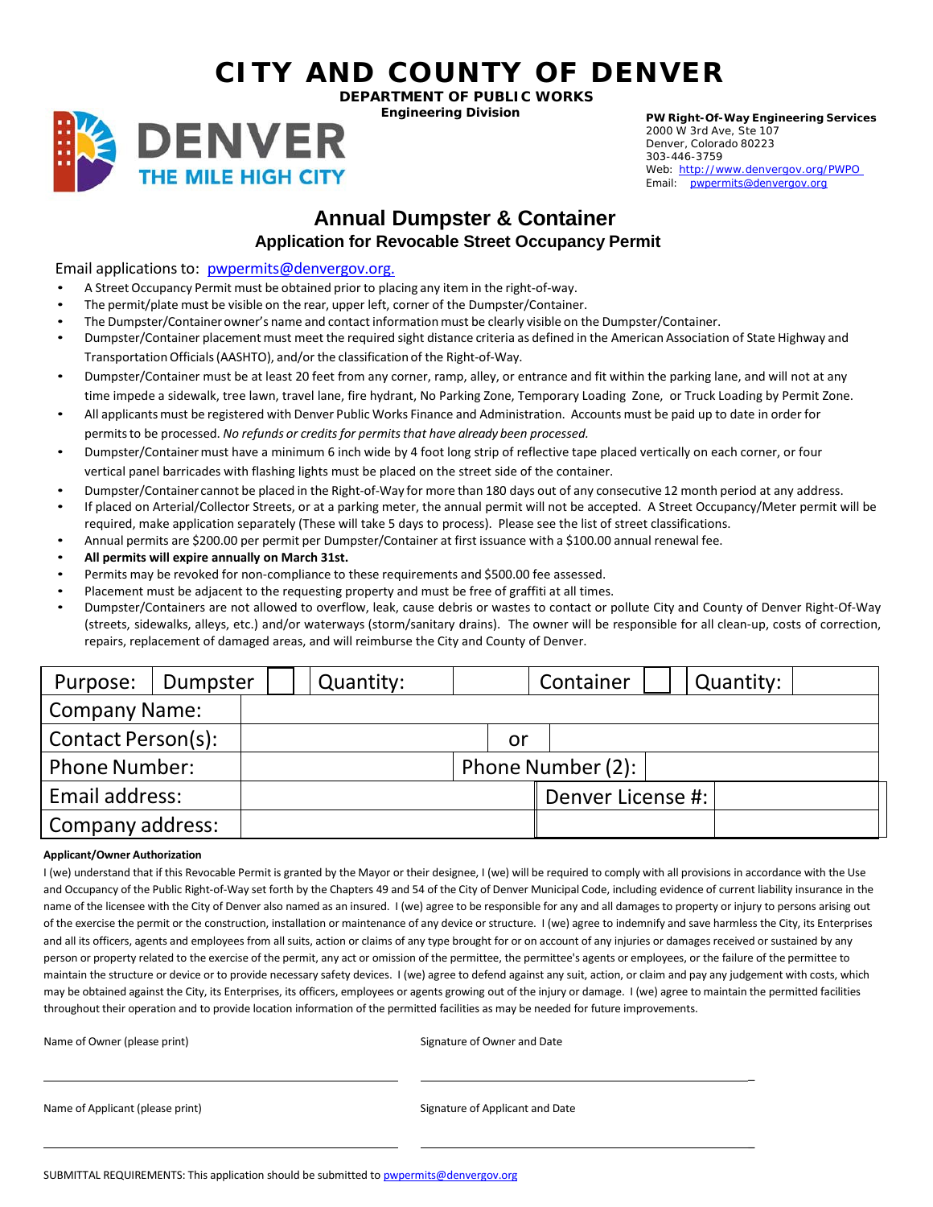# CITY AND COUNTY OF DENVER

**DEPARTMENT OF PUBLIC WORKS**

**Engineering Division**

DENVER THE MILE HIGH CITY

**PW Right-Of-Way Engineering Services**
2000 W 3rd Ave, Ste 107
Denver, Colorado 80223
303-446-3759
Web: http://www.denvergov.org/PWPO
Email: pwpermits@denvergov.org

## Annual Dumpster & Container

### Application for Revocable Street Occupancy Permit

Email applications to: pwpermits@denvergov.org.

- A Street Occupancy Permit must be obtained prior to placing any item in the right-of-way.
- The permit/plate must be visible on the rear, upper left, corner of the Dumpster/Container.
- The Dumpster/Container owner's name and contact information must be clearly visible on the Dumpster/Container.
- Dumpster/Container placement must meet the required sight distance criteria as defined in the American Association of State Highway and Transportation Officials (AASHTO), and/or the classification of the Right-of-Way.
- Dumpster/Container must be at least 20 feet from any corner, ramp, alley, or entrance and fit within the parking lane, and will not at any time impede a sidewalk, tree lawn, travel lane, fire hydrant, No Parking Zone, Temporary Loading Zone, or Truck Loading by Permit Zone.
- All applicants must be registered with Denver Public Works Finance and Administration. Accounts must be paid up to date in order for permits to be processed. *No refunds or credits for permits that have already been processed.*
- Dumpster/Container must have a minimum 6 inch wide by 4 foot long strip of reflective tape placed vertically on each corner, or four vertical panel barricades with flashing lights must be placed on the street side of the container.
- Dumpster/Container cannot be placed in the Right-of-Way for more than 180 days out of any consecutive 12 month period at any address.
- If placed on Arterial/Collector Streets, or at a parking meter, the annual permit will not be accepted. A Street Occupancy/Meter permit will be required, make application separately (These will take 5 days to process). Please see the list of street classifications.
- Annual permits are $200.00 per permit per Dumpster/Container at first issuance with a $100.00 annual renewal fee.
- **All permits will expire annually on March 31st.**
- Permits may be revoked for non-compliance to these requirements and $500.00 fee assessed.
- Placement must be adjacent to the requesting property and must be free of graffiti at all times.
- Dumpster/Containers are not allowed to overflow, leak, cause debris or wastes to contact or pollute City and County of Denver Right-Of-Way (streets, sidewalks, alleys, etc.) and/or waterways (storm/sanitary drains). The owner will be responsible for all clean-up, costs of correction, repairs, replacement of damaged areas, and will reimburse the City and County of Denver.

| | | | | | | | | |
|---|---|---|---|---|---|---|---|---|
| Purpose: | Dumpster | ☐ | Quantity: | | Container | ☐ | Quantity: | |
| Company Name: | | | | | | | | |
| Contact Person(s): | | | | or | | | | |
| Phone Number: | | | Phone Number (2): | | | | | |
| Email address: | | | | Denver License #: | | | | |
| Company address: | | | | | | | | |

**Applicant/Owner Authorization**

I (we) understand that if this Revocable Permit is granted by the Mayor or their designee, I (we) will be required to comply with all provisions in accordance with the Use and Occupancy of the Public Right-of-Way set forth by the Chapters 49 and 54 of the City of Denver Municipal Code, including evidence of current liability insurance in the name of the licensee with the City of Denver also named as an insured. I (we) agree to be responsible for any and all damages to property or injury to persons arising out of the exercise the permit or the construction, installation or maintenance of any device or structure. I (we) agree to indemnify and save harmless the City, its Enterprises and all its officers, agents and employees from all suits, action or claims of any type brought for or on account of any injuries or damages received or sustained by any person or property related to the exercise of the permit, any act or omission of the permittee, the permittee's agents or employees, or the failure of the permittee to maintain the structure or device or to provide necessary safety devices. I (we) agree to defend against any suit, action, or claim and pay any judgement with costs, which may be obtained against the City, its Enterprises, its officers, employees or agents growing out of the injury or damage. I (we) agree to maintain the permitted facilities throughout their operation and to provide location information of the permitted facilities as may be needed for future improvements.

Name of Owner (please print) ______________________

Signature of Owner and Date ______________________

Name of Applicant (please print) ______________________

Signature of Applicant and Date ______________________

SUBMITTAL REQUIREMENTS: This application should be submitted to pwpermits@denvergov.org